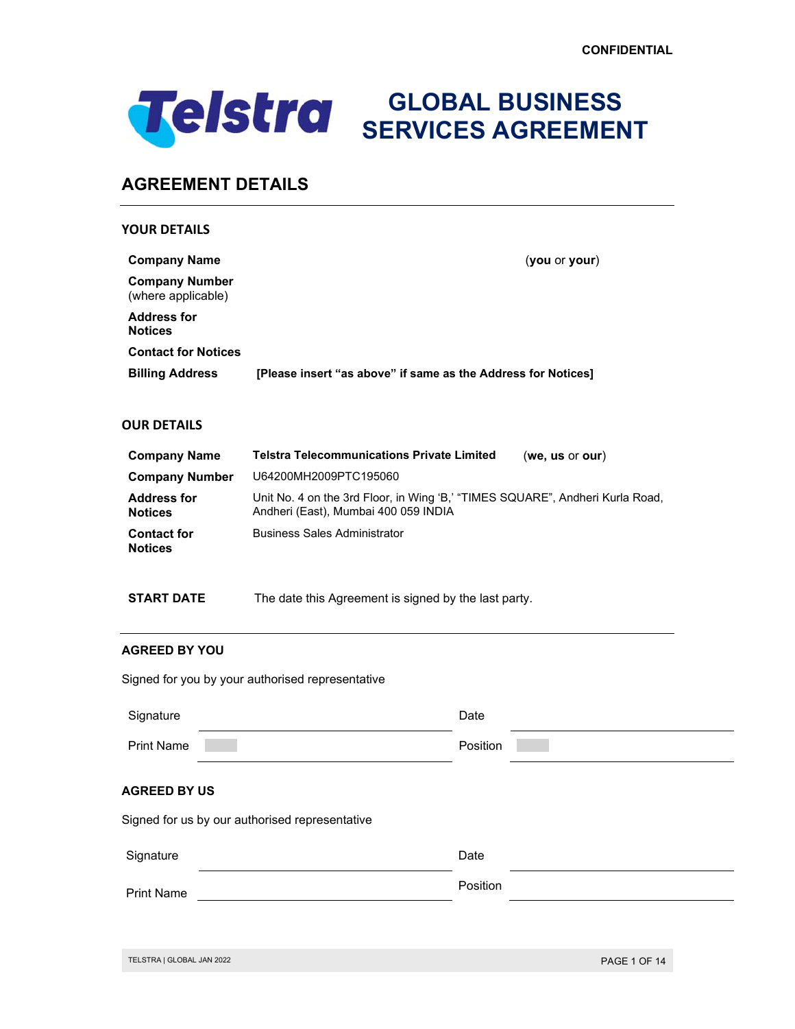CONFIDENTIAL

# GLOBAL BUSINESS SERVICES AGREEMENT

## AGREEMENT DETAILS

### YOUR DETAILS

| | | |
|---|---|---|
| **Company Name** | | (**you** or **your**) |
| **Company Number** (where applicable) | | |
| **Address for Notices** | | |
| **Contact for Notices** | | |
| **Billing Address** | **[Please insert "as above" if same as the Address for Notices]** | |

### OUR DETAILS

| | | |
|---|---|---|
| **Company Name** | **Telstra Telecommunications Private Limited** | (**we, us** or **our**) |
| **Company Number** | U64200MH2009PTC195060 | |
| **Address for Notices** | Unit No. 4 on the 3rd Floor, in Wing 'B,' "TIMES SQUARE", Andheri Kurla Road, Andheri (East), Mumbai 400 059 INDIA | |
| **Contact for Notices** | Business Sales Administrator | |

**START DATE** The date this Agreement is signed by the last party.

### AGREED BY YOU

Signed for you by your authorised representative

| | | | |
|---|---|---|---|
| Signature | | Date | |
| Print Name | | Position | |

### AGREED BY US

Signed for us by our authorised representative

| | | | |
|---|---|---|---|
| Signature | | Date | |
| Print Name | | Position | |

TELSTRA | GLOBAL JAN 2022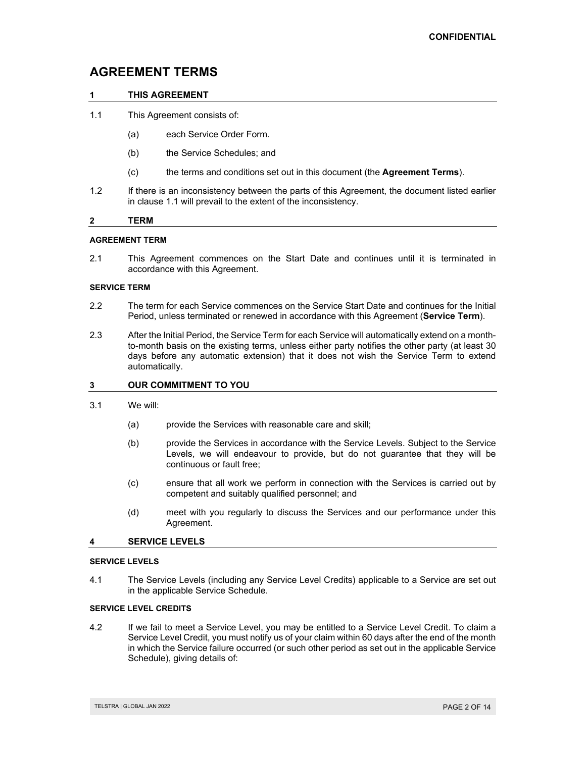# AGREEMENT TERMS

## 1 THIS AGREEMENT

1.1 This Agreement consists of:

(a) each Service Order Form.

(b) the Service Schedules; and

(c) the terms and conditions set out in this document (the **Agreement Terms**).

1.2 If there is an inconsistency between the parts of this Agreement, the document listed earlier in clause 1.1 will prevail to the extent of the inconsistency.

## 2 TERM

### AGREEMENT TERM

2.1 This Agreement commences on the Start Date and continues until it is terminated in accordance with this Agreement.

### SERVICE TERM

2.2 The term for each Service commences on the Service Start Date and continues for the Initial Period, unless terminated or renewed in accordance with this Agreement (**Service Term**).

2.3 After the Initial Period, the Service Term for each Service will automatically extend on a month-to-month basis on the existing terms, unless either party notifies the other party (at least 30 days before any automatic extension) that it does not wish the Service Term to extend automatically.

## 3 OUR COMMITMENT TO YOU

3.1 We will:

(a) provide the Services with reasonable care and skill;

(b) provide the Services in accordance with the Service Levels. Subject to the Service Levels, we will endeavour to provide, but do not guarantee that they will be continuous or fault free;

(c) ensure that all work we perform in connection with the Services is carried out by competent and suitably qualified personnel; and

(d) meet with you regularly to discuss the Services and our performance under this Agreement.

## 4 SERVICE LEVELS

### SERVICE LEVELS

4.1 The Service Levels (including any Service Level Credits) applicable to a Service are set out in the applicable Service Schedule.

### SERVICE LEVEL CREDITS

4.2 If we fail to meet a Service Level, you may be entitled to a Service Level Credit. To claim a Service Level Credit, you must notify us of your claim within 60 days after the end of the month in which the Service failure occurred (or such other period as set out in the applicable Service Schedule), giving details of: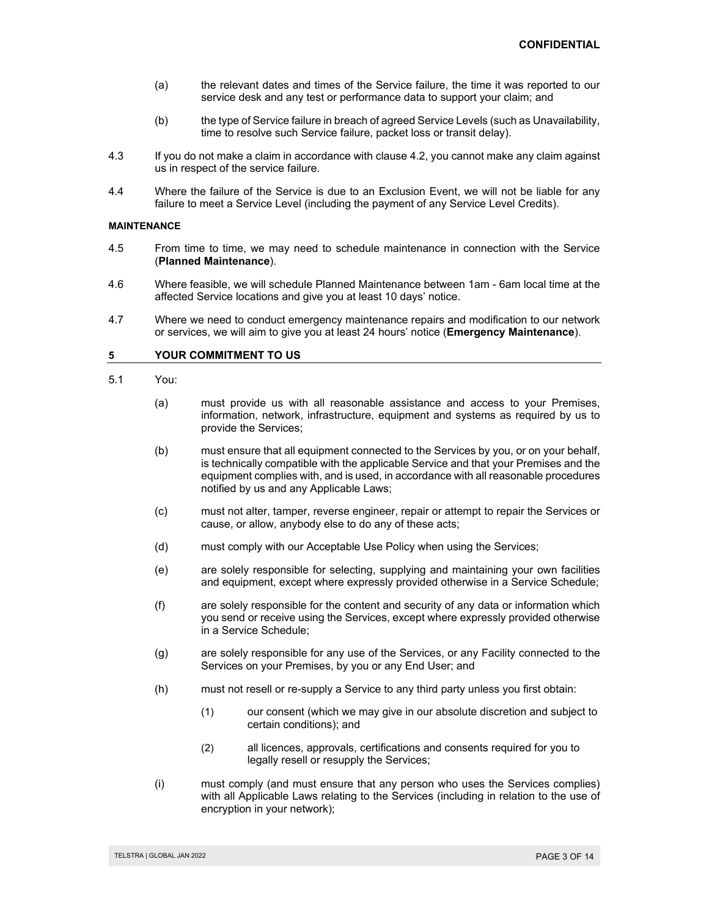(a) the relevant dates and times of the Service failure, the time it was reported to our service desk and any test or performance data to support your claim; and

(b) the type of Service failure in breach of agreed Service Levels (such as Unavailability, time to resolve such Service failure, packet loss or transit delay).

4.3 If you do not make a claim in accordance with clause 4.2, you cannot make any claim against us in respect of the service failure.

4.4 Where the failure of the Service is due to an Exclusion Event, we will not be liable for any failure to meet a Service Level (including the payment of any Service Level Credits).

**MAINTENANCE**

4.5 From time to time, we may need to schedule maintenance in connection with the Service (**Planned Maintenance**).

4.6 Where feasible, we will schedule Planned Maintenance between 1am - 6am local time at the affected Service locations and give you at least 10 days' notice.

4.7 Where we need to conduct emergency maintenance repairs and modification to our network or services, we will aim to give you at least 24 hours' notice (**Emergency Maintenance**).

## 5 YOUR COMMITMENT TO US

5.1 You:

(a) must provide us with all reasonable assistance and access to your Premises, information, network, infrastructure, equipment and systems as required by us to provide the Services;

(b) must ensure that all equipment connected to the Services by you, or on your behalf, is technically compatible with the applicable Service and that your Premises and the equipment complies with, and is used, in accordance with all reasonable procedures notified by us and any Applicable Laws;

(c) must not alter, tamper, reverse engineer, repair or attempt to repair the Services or cause, or allow, anybody else to do any of these acts;

(d) must comply with our Acceptable Use Policy when using the Services;

(e) are solely responsible for selecting, supplying and maintaining your own facilities and equipment, except where expressly provided otherwise in a Service Schedule;

(f) are solely responsible for the content and security of any data or information which you send or receive using the Services, except where expressly provided otherwise in a Service Schedule;

(g) are solely responsible for any use of the Services, or any Facility connected to the Services on your Premises, by you or any End User; and

(h) must not resell or re-supply a Service to any third party unless you first obtain:

(1) our consent (which we may give in our absolute discretion and subject to certain conditions); and

(2) all licences, approvals, certifications and consents required for you to legally resell or resupply the Services;

(i) must comply (and must ensure that any person who uses the Services complies) with all Applicable Laws relating to the Services (including in relation to the use of encryption in your network);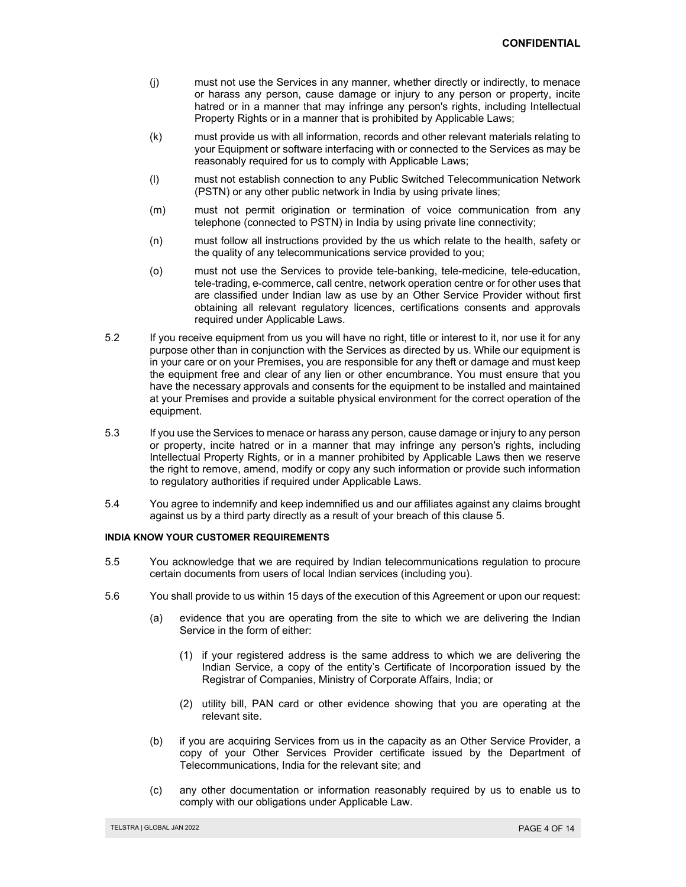(j) must not use the Services in any manner, whether directly or indirectly, to menace or harass any person, cause damage or injury to any person or property, incite hatred or in a manner that may infringe any person's rights, including Intellectual Property Rights or in a manner that is prohibited by Applicable Laws;

(k) must provide us with all information, records and other relevant materials relating to your Equipment or software interfacing with or connected to the Services as may be reasonably required for us to comply with Applicable Laws;

(l) must not establish connection to any Public Switched Telecommunication Network (PSTN) or any other public network in India by using private lines;

(m) must not permit origination or termination of voice communication from any telephone (connected to PSTN) in India by using private line connectivity;

(n) must follow all instructions provided by the us which relate to the health, safety or the quality of any telecommunications service provided to you;

(o) must not use the Services to provide tele-banking, tele-medicine, tele-education, tele-trading, e-commerce, call centre, network operation centre or for other uses that are classified under Indian law as use by an Other Service Provider without first obtaining all relevant regulatory licences, certifications consents and approvals required under Applicable Laws.

5.2 If you receive equipment from us you will have no right, title or interest to it, nor use it for any purpose other than in conjunction with the Services as directed by us. While our equipment is in your care or on your Premises, you are responsible for any theft or damage and must keep the equipment free and clear of any lien or other encumbrance. You must ensure that you have the necessary approvals and consents for the equipment to be installed and maintained at your Premises and provide a suitable physical environment for the correct operation of the equipment.

5.3 If you use the Services to menace or harass any person, cause damage or injury to any person or property, incite hatred or in a manner that may infringe any person's rights, including Intellectual Property Rights, or in a manner prohibited by Applicable Laws then we reserve the right to remove, amend, modify or copy any such information or provide such information to regulatory authorities if required under Applicable Laws.

5.4 You agree to indemnify and keep indemnified us and our affiliates against any claims brought against us by a third party directly as a result of your breach of this clause 5.

#### INDIA KNOW YOUR CUSTOMER REQUIREMENTS

5.5 You acknowledge that we are required by Indian telecommunications regulation to procure certain documents from users of local Indian services (including you).

5.6 You shall provide to us within 15 days of the execution of this Agreement or upon our request:

(a) evidence that you are operating from the site to which we are delivering the Indian Service in the form of either:

(1) if your registered address is the same address to which we are delivering the Indian Service, a copy of the entity's Certificate of Incorporation issued by the Registrar of Companies, Ministry of Corporate Affairs, India; or

(2) utility bill, PAN card or other evidence showing that you are operating at the relevant site.

(b) if you are acquiring Services from us in the capacity as an Other Service Provider, a copy of your Other Services Provider certificate issued by the Department of Telecommunications, India for the relevant site; and

(c) any other documentation or information reasonably required by us to enable us to comply with our obligations under Applicable Law.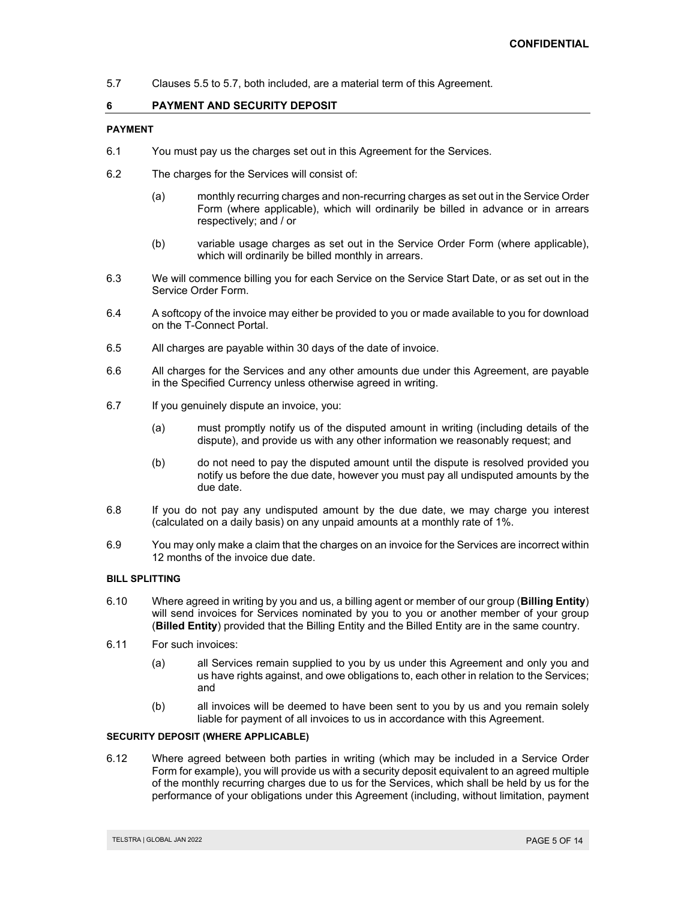5.7 Clauses 5.5 to 5.7, both included, are a material term of this Agreement.

## 6 PAYMENT AND SECURITY DEPOSIT

### PAYMENT

6.1 You must pay us the charges set out in this Agreement for the Services.

6.2 The charges for the Services will consist of:

(a) monthly recurring charges and non-recurring charges as set out in the Service Order Form (where applicable), which will ordinarily be billed in advance or in arrears respectively; and / or

(b) variable usage charges as set out in the Service Order Form (where applicable), which will ordinarily be billed monthly in arrears.

6.3 We will commence billing you for each Service on the Service Start Date, or as set out in the Service Order Form.

6.4 A softcopy of the invoice may either be provided to you or made available to you for download on the T-Connect Portal.

6.5 All charges are payable within 30 days of the date of invoice.

6.6 All charges for the Services and any other amounts due under this Agreement, are payable in the Specified Currency unless otherwise agreed in writing.

6.7 If you genuinely dispute an invoice, you:

(a) must promptly notify us of the disputed amount in writing (including details of the dispute), and provide us with any other information we reasonably request; and

(b) do not need to pay the disputed amount until the dispute is resolved provided you notify us before the due date, however you must pay all undisputed amounts by the due date.

6.8 If you do not pay any undisputed amount by the due date, we may charge you interest (calculated on a daily basis) on any unpaid amounts at a monthly rate of 1%.

6.9 You may only make a claim that the charges on an invoice for the Services are incorrect within 12 months of the invoice due date.

### BILL SPLITTING

6.10 Where agreed in writing by you and us, a billing agent or member of our group (**Billing Entity**) will send invoices for Services nominated by you to you or another member of your group (**Billed Entity**) provided that the Billing Entity and the Billed Entity are in the same country.

6.11 For such invoices:

(a) all Services remain supplied to you by us under this Agreement and only you and us have rights against, and owe obligations to, each other in relation to the Services; and

(b) all invoices will be deemed to have been sent to you by us and you remain solely liable for payment of all invoices to us in accordance with this Agreement.

### SECURITY DEPOSIT (WHERE APPLICABLE)

6.12 Where agreed between both parties in writing (which may be included in a Service Order Form for example), you will provide us with a security deposit equivalent to an agreed multiple of the monthly recurring charges due to us for the Services, which shall be held by us for the performance of your obligations under this Agreement (including, without limitation, payment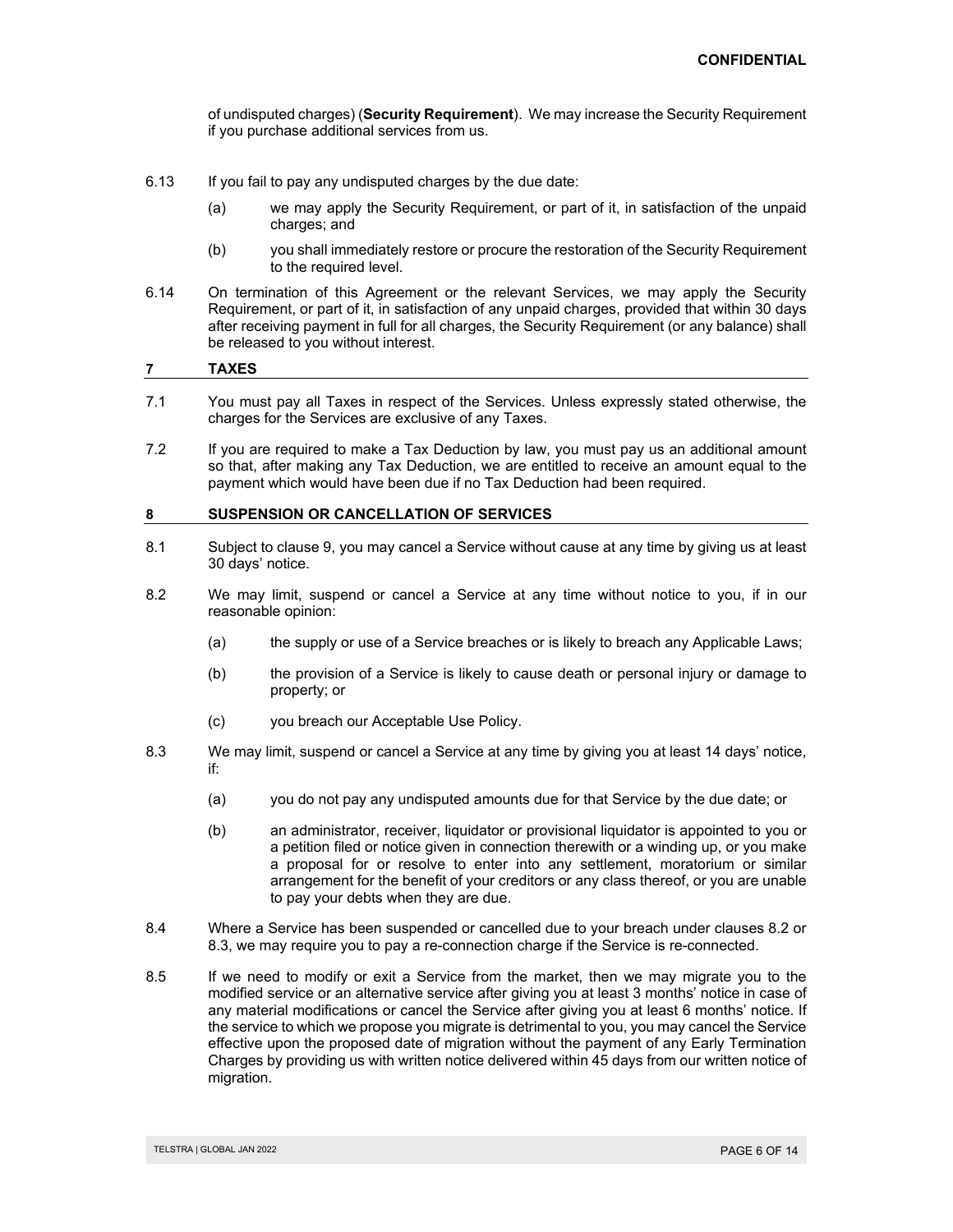of undisputed charges) (**Security Requirement**). We may increase the Security Requirement if you purchase additional services from us.

6.13 If you fail to pay any undisputed charges by the due date:

(a) we may apply the Security Requirement, or part of it, in satisfaction of the unpaid charges; and

(b) you shall immediately restore or procure the restoration of the Security Requirement to the required level.

6.14 On termination of this Agreement or the relevant Services, we may apply the Security Requirement, or part of it, in satisfaction of any unpaid charges, provided that within 30 days after receiving payment in full for all charges, the Security Requirement (or any balance) shall be released to you without interest.

## 7 TAXES

7.1 You must pay all Taxes in respect of the Services. Unless expressly stated otherwise, the charges for the Services are exclusive of any Taxes.

7.2 If you are required to make a Tax Deduction by law, you must pay us an additional amount so that, after making any Tax Deduction, we are entitled to receive an amount equal to the payment which would have been due if no Tax Deduction had been required.

## 8 SUSPENSION OR CANCELLATION OF SERVICES

8.1 Subject to clause 9, you may cancel a Service without cause at any time by giving us at least 30 days' notice.

8.2 We may limit, suspend or cancel a Service at any time without notice to you, if in our reasonable opinion:

(a) the supply or use of a Service breaches or is likely to breach any Applicable Laws;

(b) the provision of a Service is likely to cause death or personal injury or damage to property; or

(c) you breach our Acceptable Use Policy.

8.3 We may limit, suspend or cancel a Service at any time by giving you at least 14 days' notice, if:

(a) you do not pay any undisputed amounts due for that Service by the due date; or

(b) an administrator, receiver, liquidator or provisional liquidator is appointed to you or a petition filed or notice given in connection therewith or a winding up, or you make a proposal for or resolve to enter into any settlement, moratorium or similar arrangement for the benefit of your creditors or any class thereof, or you are unable to pay your debts when they are due.

8.4 Where a Service has been suspended or cancelled due to your breach under clauses 8.2 or 8.3, we may require you to pay a re-connection charge if the Service is re-connected.

8.5 If we need to modify or exit a Service from the market, then we may migrate you to the modified service or an alternative service after giving you at least 3 months' notice in case of any material modifications or cancel the Service after giving you at least 6 months' notice. If the service to which we propose you migrate is detrimental to you, you may cancel the Service effective upon the proposed date of migration without the payment of any Early Termination Charges by providing us with written notice delivered within 45 days from our written notice of migration.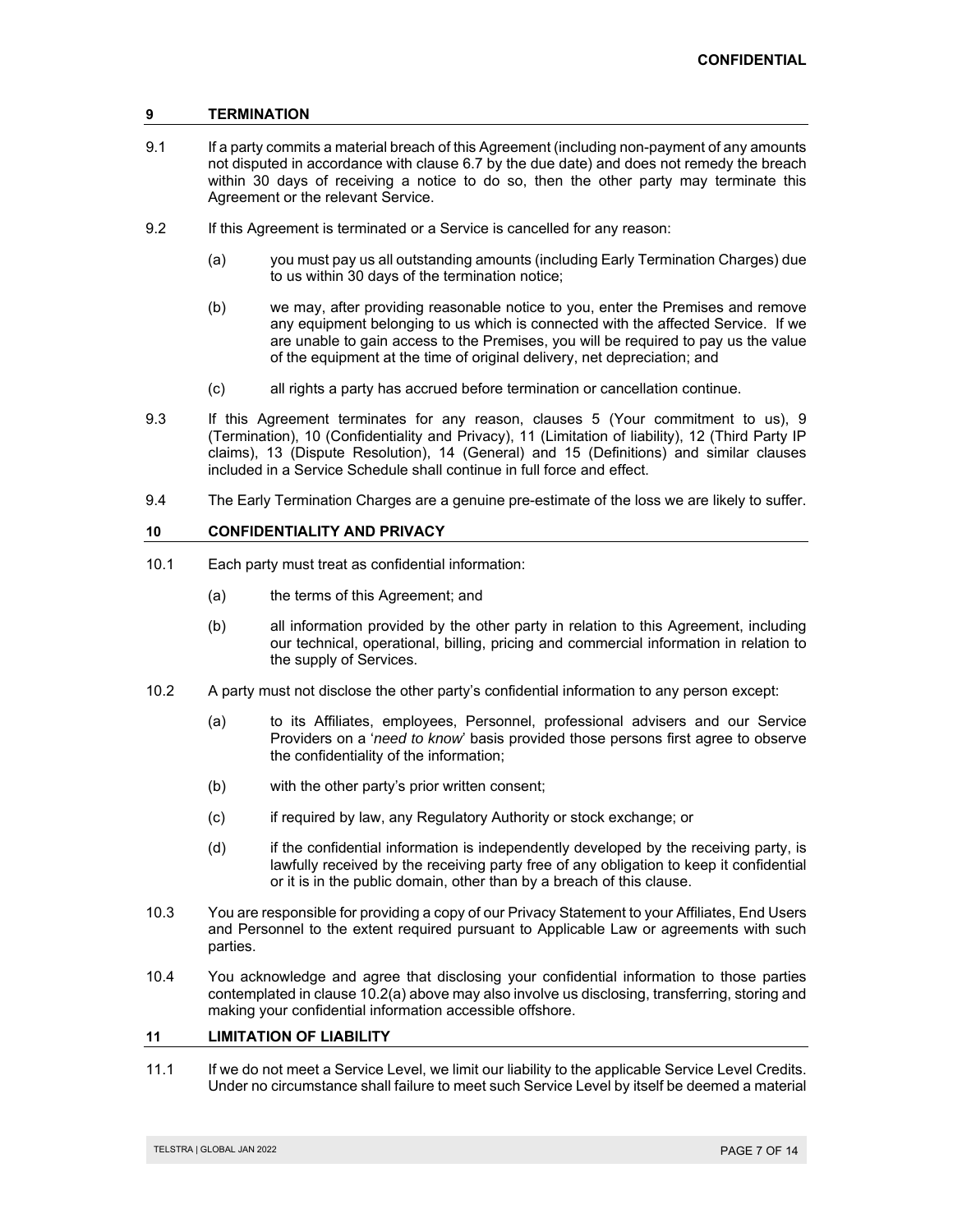## 9 TERMINATION

9.1 If a party commits a material breach of this Agreement (including non-payment of any amounts not disputed in accordance with clause 6.7 by the due date) and does not remedy the breach within 30 days of receiving a notice to do so, then the other party may terminate this Agreement or the relevant Service.

9.2 If this Agreement is terminated or a Service is cancelled for any reason:

(a) you must pay us all outstanding amounts (including Early Termination Charges) due to us within 30 days of the termination notice;

(b) we may, after providing reasonable notice to you, enter the Premises and remove any equipment belonging to us which is connected with the affected Service. If we are unable to gain access to the Premises, you will be required to pay us the value of the equipment at the time of original delivery, net depreciation; and

(c) all rights a party has accrued before termination or cancellation continue.

9.3 If this Agreement terminates for any reason, clauses 5 (Your commitment to us), 9 (Termination), 10 (Confidentiality and Privacy), 11 (Limitation of liability), 12 (Third Party IP claims), 13 (Dispute Resolution), 14 (General) and 15 (Definitions) and similar clauses included in a Service Schedule shall continue in full force and effect.

9.4 The Early Termination Charges are a genuine pre-estimate of the loss we are likely to suffer.

## 10 CONFIDENTIALITY AND PRIVACY

10.1 Each party must treat as confidential information:

(a) the terms of this Agreement; and

(b) all information provided by the other party in relation to this Agreement, including our technical, operational, billing, pricing and commercial information in relation to the supply of Services.

10.2 A party must not disclose the other party's confidential information to any person except:

(a) to its Affiliates, employees, Personnel, professional advisers and our Service Providers on a '*need to know*' basis provided those persons first agree to observe the confidentiality of the information;

(b) with the other party's prior written consent;

(c) if required by law, any Regulatory Authority or stock exchange; or

(d) if the confidential information is independently developed by the receiving party, is lawfully received by the receiving party free of any obligation to keep it confidential or it is in the public domain, other than by a breach of this clause.

10.3 You are responsible for providing a copy of our Privacy Statement to your Affiliates, End Users and Personnel to the extent required pursuant to Applicable Law or agreements with such parties.

10.4 You acknowledge and agree that disclosing your confidential information to those parties contemplated in clause 10.2(a) above may also involve us disclosing, transferring, storing and making your confidential information accessible offshore.

## 11 LIMITATION OF LIABILITY

11.1 If we do not meet a Service Level, we limit our liability to the applicable Service Level Credits. Under no circumstance shall failure to meet such Service Level by itself be deemed a material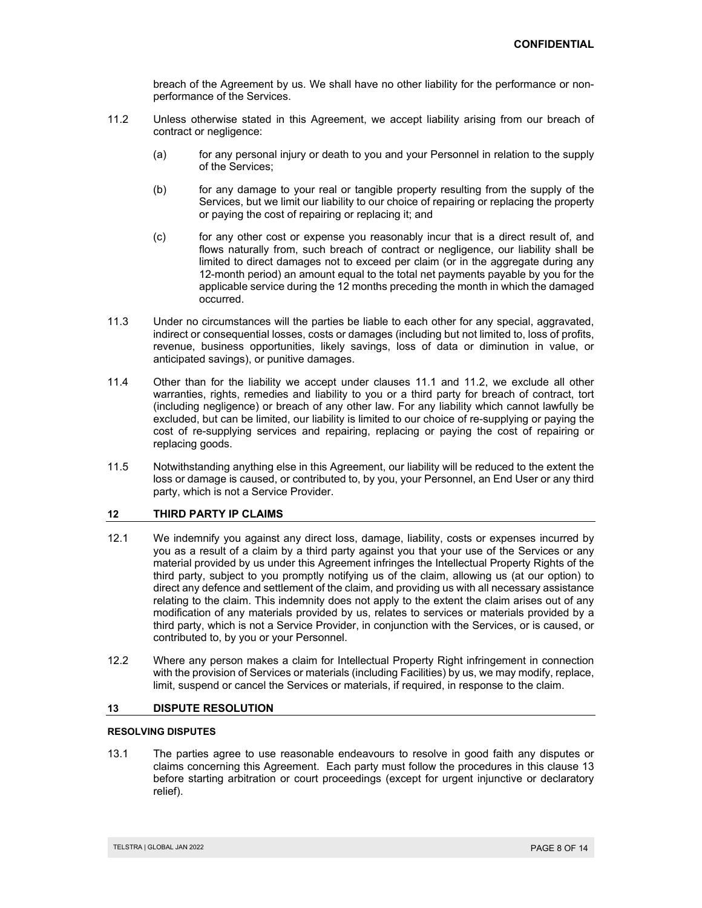breach of the Agreement by us. We shall have no other liability for the performance or non-performance of the Services.

11.2 Unless otherwise stated in this Agreement, we accept liability arising from our breach of contract or negligence:

(a) for any personal injury or death to you and your Personnel in relation to the supply of the Services;

(b) for any damage to your real or tangible property resulting from the supply of the Services, but we limit our liability to our choice of repairing or replacing the property or paying the cost of repairing or replacing it; and

(c) for any other cost or expense you reasonably incur that is a direct result of, and flows naturally from, such breach of contract or negligence, our liability shall be limited to direct damages not to exceed per claim (or in the aggregate during any 12-month period) an amount equal to the total net payments payable by you for the applicable service during the 12 months preceding the month in which the damaged occurred.

11.3 Under no circumstances will the parties be liable to each other for any special, aggravated, indirect or consequential losses, costs or damages (including but not limited to, loss of profits, revenue, business opportunities, likely savings, loss of data or diminution in value, or anticipated savings), or punitive damages.

11.4 Other than for the liability we accept under clauses 11.1 and 11.2, we exclude all other warranties, rights, remedies and liability to you or a third party for breach of contract, tort (including negligence) or breach of any other law. For any liability which cannot lawfully be excluded, but can be limited, our liability is limited to our choice of re-supplying or paying the cost of re-supplying services and repairing, replacing or paying the cost of repairing or replacing goods.

11.5 Notwithstanding anything else in this Agreement, our liability will be reduced to the extent the loss or damage is caused, or contributed to, by you, your Personnel, an End User or any third party, which is not a Service Provider.

## 12 THIRD PARTY IP CLAIMS

12.1 We indemnify you against any direct loss, damage, liability, costs or expenses incurred by you as a result of a claim by a third party against you that your use of the Services or any material provided by us under this Agreement infringes the Intellectual Property Rights of the third party, subject to you promptly notifying us of the claim, allowing us (at our option) to direct any defence and settlement of the claim, and providing us with all necessary assistance relating to the claim. This indemnity does not apply to the extent the claim arises out of any modification of any materials provided by us, relates to services or materials provided by a third party, which is not a Service Provider, in conjunction with the Services, or is caused, or contributed to, by you or your Personnel.

12.2 Where any person makes a claim for Intellectual Property Right infringement in connection with the provision of Services or materials (including Facilities) by us, we may modify, replace, limit, suspend or cancel the Services or materials, if required, in response to the claim.

## 13 DISPUTE RESOLUTION

### RESOLVING DISPUTES

13.1 The parties agree to use reasonable endeavours to resolve in good faith any disputes or claims concerning this Agreement. Each party must follow the procedures in this clause 13 before starting arbitration or court proceedings (except for urgent injunctive or declaratory relief).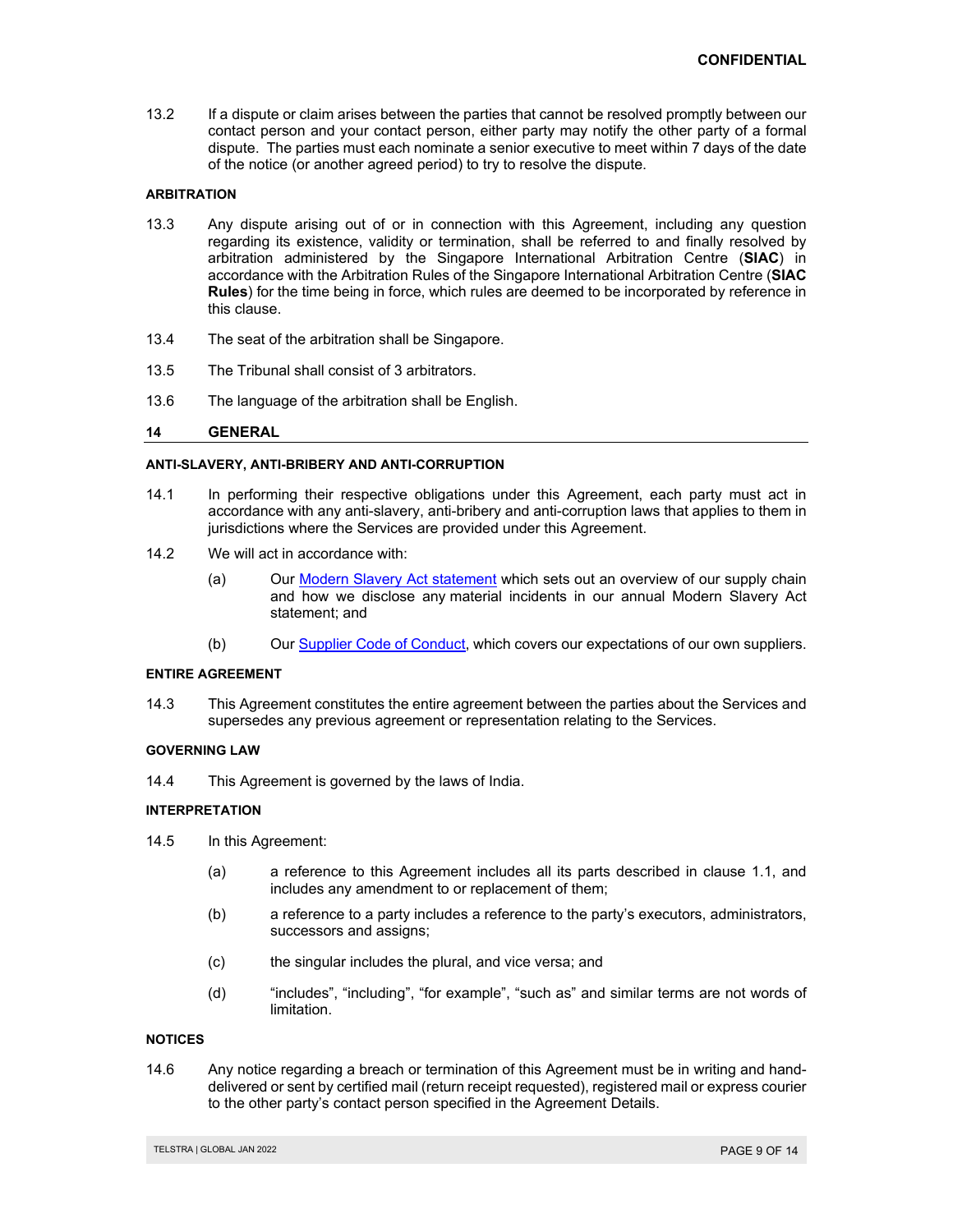13.2 If a dispute or claim arises between the parties that cannot be resolved promptly between our contact person and your contact person, either party may notify the other party of a formal dispute. The parties must each nominate a senior executive to meet within 7 days of the date of the notice (or another agreed period) to try to resolve the dispute.

#### ARBITRATION

13.3 Any dispute arising out of or in connection with this Agreement, including any question regarding its existence, validity or termination, shall be referred to and finally resolved by arbitration administered by the Singapore International Arbitration Centre (**SIAC**) in accordance with the Arbitration Rules of the Singapore International Arbitration Centre (**SIAC Rules**) for the time being in force, which rules are deemed to be incorporated by reference in this clause.

13.4 The seat of the arbitration shall be Singapore.

13.5 The Tribunal shall consist of 3 arbitrators.

13.6 The language of the arbitration shall be English.

## 14 GENERAL

#### ANTI-SLAVERY, ANTI-BRIBERY AND ANTI-CORRUPTION

14.1 In performing their respective obligations under this Agreement, each party must act in accordance with any anti-slavery, anti-bribery and anti-corruption laws that applies to them in jurisdictions where the Services are provided under this Agreement.

14.2 We will act in accordance with:

(a) Our Modern Slavery Act statement which sets out an overview of our supply chain and how we disclose any material incidents in our annual Modern Slavery Act statement; and

(b) Our Supplier Code of Conduct, which covers our expectations of our own suppliers.

#### ENTIRE AGREEMENT

14.3 This Agreement constitutes the entire agreement between the parties about the Services and supersedes any previous agreement or representation relating to the Services.

#### GOVERNING LAW

14.4 This Agreement is governed by the laws of India.

#### INTERPRETATION

14.5 In this Agreement:

(a) a reference to this Agreement includes all its parts described in clause 1.1, and includes any amendment to or replacement of them;

(b) a reference to a party includes a reference to the party's executors, administrators, successors and assigns;

(c) the singular includes the plural, and vice versa; and

(d) "includes", "including", "for example", "such as" and similar terms are not words of limitation.

#### NOTICES

14.6 Any notice regarding a breach or termination of this Agreement must be in writing and hand-delivered or sent by certified mail (return receipt requested), registered mail or express courier to the other party's contact person specified in the Agreement Details.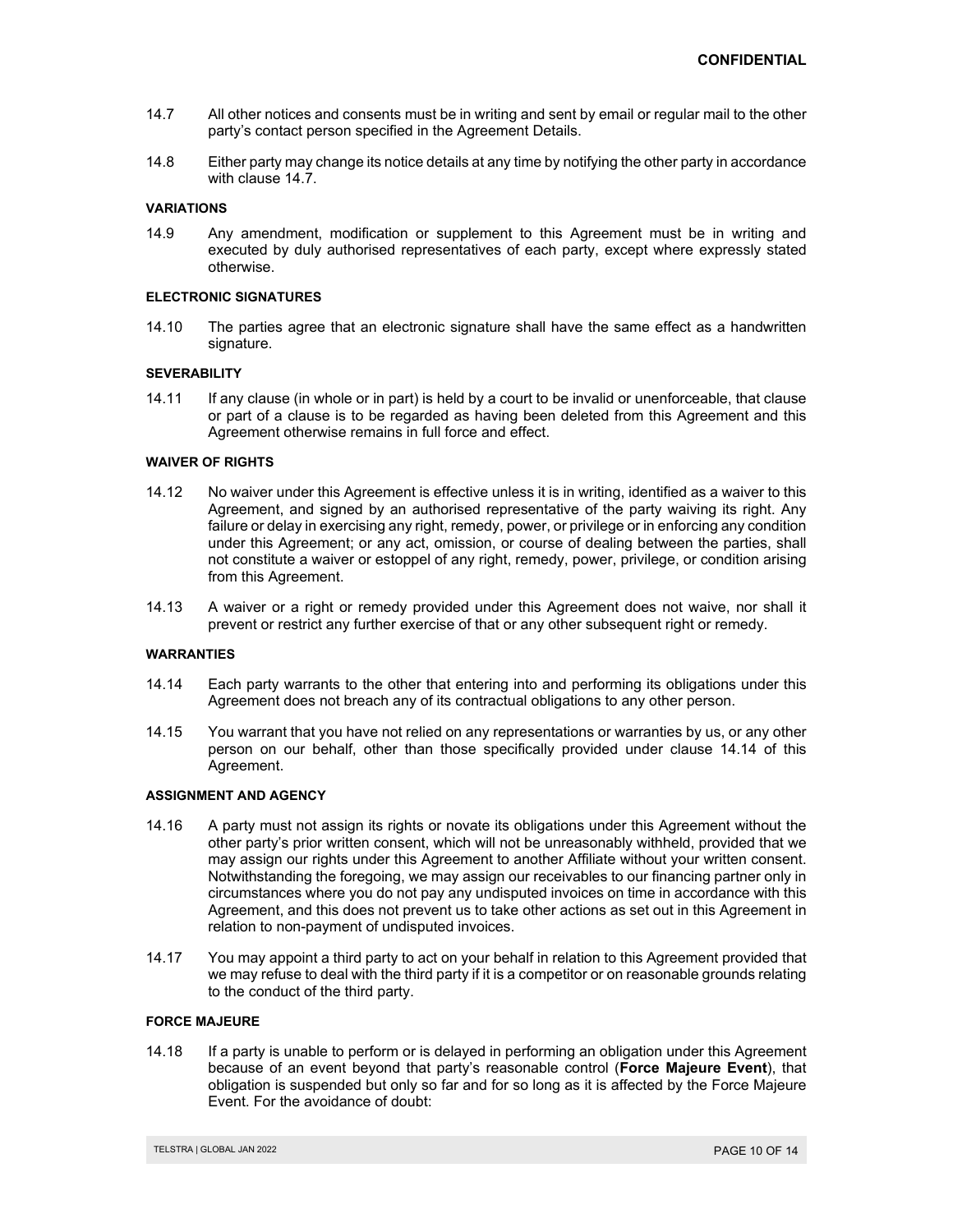14.7 All other notices and consents must be in writing and sent by email or regular mail to the other party's contact person specified in the Agreement Details.

14.8 Either party may change its notice details at any time by notifying the other party in accordance with clause 14.7.

#### VARIATIONS

14.9 Any amendment, modification or supplement to this Agreement must be in writing and executed by duly authorised representatives of each party, except where expressly stated otherwise.

#### ELECTRONIC SIGNATURES

14.10 The parties agree that an electronic signature shall have the same effect as a handwritten signature.

#### SEVERABILITY

14.11 If any clause (in whole or in part) is held by a court to be invalid or unenforceable, that clause or part of a clause is to be regarded as having been deleted from this Agreement and this Agreement otherwise remains in full force and effect.

#### WAIVER OF RIGHTS

14.12 No waiver under this Agreement is effective unless it is in writing, identified as a waiver to this Agreement, and signed by an authorised representative of the party waiving its right. Any failure or delay in exercising any right, remedy, power, or privilege or in enforcing any condition under this Agreement; or any act, omission, or course of dealing between the parties, shall not constitute a waiver or estoppel of any right, remedy, power, privilege, or condition arising from this Agreement.

14.13 A waiver or a right or remedy provided under this Agreement does not waive, nor shall it prevent or restrict any further exercise of that or any other subsequent right or remedy.

#### WARRANTIES

14.14 Each party warrants to the other that entering into and performing its obligations under this Agreement does not breach any of its contractual obligations to any other person.

14.15 You warrant that you have not relied on any representations or warranties by us, or any other person on our behalf, other than those specifically provided under clause 14.14 of this Agreement.

#### ASSIGNMENT AND AGENCY

14.16 A party must not assign its rights or novate its obligations under this Agreement without the other party's prior written consent, which will not be unreasonably withheld, provided that we may assign our rights under this Agreement to another Affiliate without your written consent. Notwithstanding the foregoing, we may assign our receivables to our financing partner only in circumstances where you do not pay any undisputed invoices on time in accordance with this Agreement, and this does not prevent us to take other actions as set out in this Agreement in relation to non-payment of undisputed invoices.

14.17 You may appoint a third party to act on your behalf in relation to this Agreement provided that we may refuse to deal with the third party if it is a competitor or on reasonable grounds relating to the conduct of the third party.

#### FORCE MAJEURE

14.18 If a party is unable to perform or is delayed in performing an obligation under this Agreement because of an event beyond that party's reasonable control (**Force Majeure Event**), that obligation is suspended but only so far and for so long as it is affected by the Force Majeure Event. For the avoidance of doubt: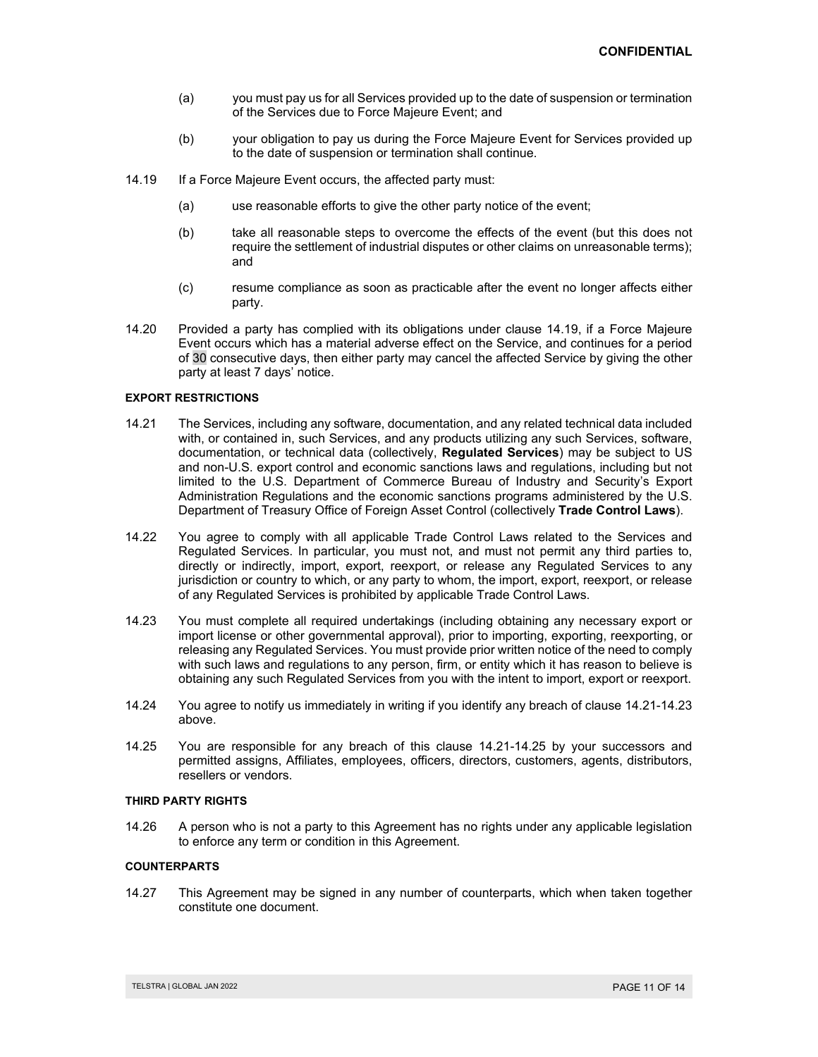(a) you must pay us for all Services provided up to the date of suspension or termination of the Services due to Force Majeure Event; and

(b) your obligation to pay us during the Force Majeure Event for Services provided up to the date of suspension or termination shall continue.

14.19 If a Force Majeure Event occurs, the affected party must:

(a) use reasonable efforts to give the other party notice of the event;

(b) take all reasonable steps to overcome the effects of the event (but this does not require the settlement of industrial disputes or other claims on unreasonable terms); and

(c) resume compliance as soon as practicable after the event no longer affects either party.

14.20 Provided a party has complied with its obligations under clause 14.19, if a Force Majeure Event occurs which has a material adverse effect on the Service, and continues for a period of 30 consecutive days, then either party may cancel the affected Service by giving the other party at least 7 days' notice.

#### EXPORT RESTRICTIONS

14.21 The Services, including any software, documentation, and any related technical data included with, or contained in, such Services, and any products utilizing any such Services, software, documentation, or technical data (collectively, **Regulated Services**) may be subject to US and non-U.S. export control and economic sanctions laws and regulations, including but not limited to the U.S. Department of Commerce Bureau of Industry and Security's Export Administration Regulations and the economic sanctions programs administered by the U.S. Department of Treasury Office of Foreign Asset Control (collectively **Trade Control Laws**).

14.22 You agree to comply with all applicable Trade Control Laws related to the Services and Regulated Services. In particular, you must not, and must not permit any third parties to, directly or indirectly, import, export, reexport, or release any Regulated Services to any jurisdiction or country to which, or any party to whom, the import, export, reexport, or release of any Regulated Services is prohibited by applicable Trade Control Laws.

14.23 You must complete all required undertakings (including obtaining any necessary export or import license or other governmental approval), prior to importing, exporting, reexporting, or releasing any Regulated Services. You must provide prior written notice of the need to comply with such laws and regulations to any person, firm, or entity which it has reason to believe is obtaining any such Regulated Services from you with the intent to import, export or reexport.

14.24 You agree to notify us immediately in writing if you identify any breach of clause 14.21-14.23 above.

14.25 You are responsible for any breach of this clause 14.21-14.25 by your successors and permitted assigns, Affiliates, employees, officers, directors, customers, agents, distributors, resellers or vendors.

#### THIRD PARTY RIGHTS

14.26 A person who is not a party to this Agreement has no rights under any applicable legislation to enforce any term or condition in this Agreement.

#### COUNTERPARTS

14.27 This Agreement may be signed in any number of counterparts, which when taken together constitute one document.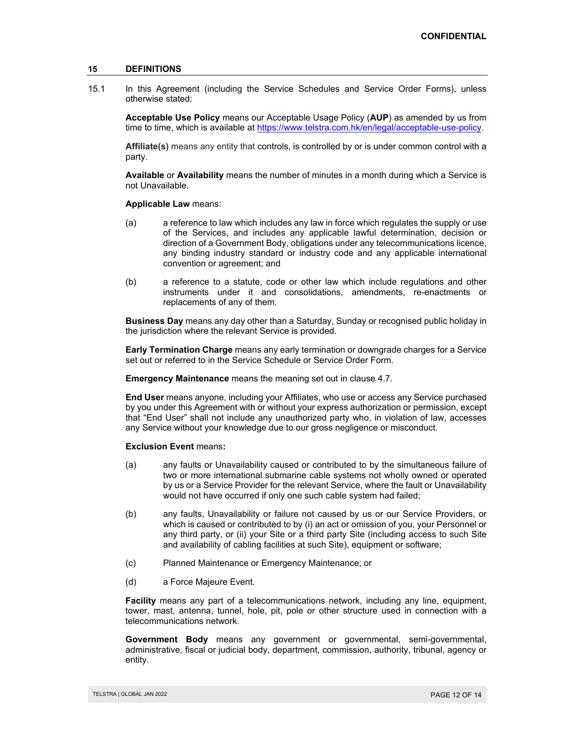**CONFIDENTIAL**

## 15 DEFINITIONS

15.1 In this Agreement (including the Service Schedules and Service Order Forms), unless otherwise stated:

**Acceptable Use Policy** means our Acceptable Usage Policy (**AUP**) as amended by us from time to time, which is available at [https://www.telstra.com.hk/en/legal/acceptable-use-policy](https://www.telstra.com.hk/en/legal/acceptable-use-policy).

**Affiliate(s)** means any entity that controls, is controlled by or is under common control with a party.

**Available** or **Availability** means the number of minutes in a month during which a Service is not Unavailable.

**Applicable Law** means:

(a) a reference to law which includes any law in force which regulates the supply or use of the Services, and includes any applicable lawful determination, decision or direction of a Government Body, obligations under any telecommunications licence, any binding industry standard or industry code and any applicable international convention or agreement; and

(b) a reference to a statute, code or other law which include regulations and other instruments under it and consolidations, amendments, re-enactments or replacements of any of them.

**Business Day** means any day other than a Saturday, Sunday or recognised public holiday in the jurisdiction where the relevant Service is provided.

**Early Termination Charge** means any early termination or downgrade charges for a Service set out or referred to in the Service Schedule or Service Order Form.

**Emergency Maintenance** means the meaning set out in clause 4.7.

**End User** means anyone, including your Affiliates, who use or access any Service purchased by you under this Agreement with or without your express authorization or permission, except that "End User" shall not include any unauthorized party who, in violation of law, accesses any Service without your knowledge due to our gross negligence or misconduct.

**Exclusion Event** means**:**

(a) any faults or Unavailability caused or contributed to by the simultaneous failure of two or more international submarine cable systems not wholly owned or operated by us or a Service Provider for the relevant Service, where the fault or Unavailability would not have occurred if only one such cable system had failed;

(b) any faults, Unavailability or failure not caused by us or our Service Providers, or which is caused or contributed to by (i) an act or omission of you, your Personnel or any third party, or (ii) your Site or a third party Site (including access to such Site and availability of cabling facilities at such Site), equipment or software;

(c) Planned Maintenance or Emergency Maintenance; or

(d) a Force Majeure Event.

**Facility** means any part of a telecommunications network, including any line, equipment, tower, mast, antenna, tunnel, hole, pit, pole or other structure used in connection with a telecommunications network.

**Government Body** means any government or governmental, semi-governmental, administrative, fiscal or judicial body, department, commission, authority, tribunal, agency or entity.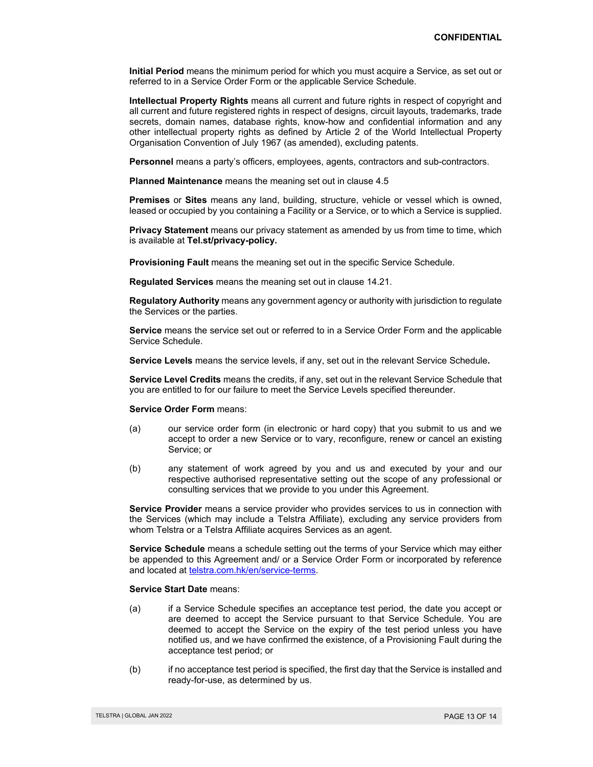**Initial Period** means the minimum period for which you must acquire a Service, as set out or referred to in a Service Order Form or the applicable Service Schedule.

**Intellectual Property Rights** means all current and future rights in respect of copyright and all current and future registered rights in respect of designs, circuit layouts, trademarks, trade secrets, domain names, database rights, know-how and confidential information and any other intellectual property rights as defined by Article 2 of the World Intellectual Property Organisation Convention of July 1967 (as amended), excluding patents.

**Personnel** means a party's officers, employees, agents, contractors and sub-contractors.

**Planned Maintenance** means the meaning set out in clause 4.5

**Premises** or **Sites** means any land, building, structure, vehicle or vessel which is owned, leased or occupied by you containing a Facility or a Service, or to which a Service is supplied.

**Privacy Statement** means our privacy statement as amended by us from time to time, which is available at **Tel.st/privacy-policy.**

**Provisioning Fault** means the meaning set out in the specific Service Schedule.

**Regulated Services** means the meaning set out in clause 14.21.

**Regulatory Authority** means any government agency or authority with jurisdiction to regulate the Services or the parties.

**Service** means the service set out or referred to in a Service Order Form and the applicable Service Schedule.

**Service Levels** means the service levels, if any, set out in the relevant Service Schedule**.**

**Service Level Credits** means the credits, if any, set out in the relevant Service Schedule that you are entitled to for our failure to meet the Service Levels specified thereunder.

**Service Order Form** means:

(a) our service order form (in electronic or hard copy) that you submit to us and we accept to order a new Service or to vary, reconfigure, renew or cancel an existing Service; or

(b) any statement of work agreed by you and us and executed by your and our respective authorised representative setting out the scope of any professional or consulting services that we provide to you under this Agreement.

**Service Provider** means a service provider who provides services to us in connection with the Services (which may include a Telstra Affiliate), excluding any service providers from whom Telstra or a Telstra Affiliate acquires Services as an agent.

**Service Schedule** means a schedule setting out the terms of your Service which may either be appended to this Agreement and/ or a Service Order Form or incorporated by reference and located at telstra.com.hk/en/service-terms.

**Service Start Date** means:

(a) if a Service Schedule specifies an acceptance test period, the date you accept or are deemed to accept the Service pursuant to that Service Schedule. You are deemed to accept the Service on the expiry of the test period unless you have notified us, and we have confirmed the existence, of a Provisioning Fault during the acceptance test period; or

(b) if no acceptance test period is specified, the first day that the Service is installed and ready-for-use, as determined by us.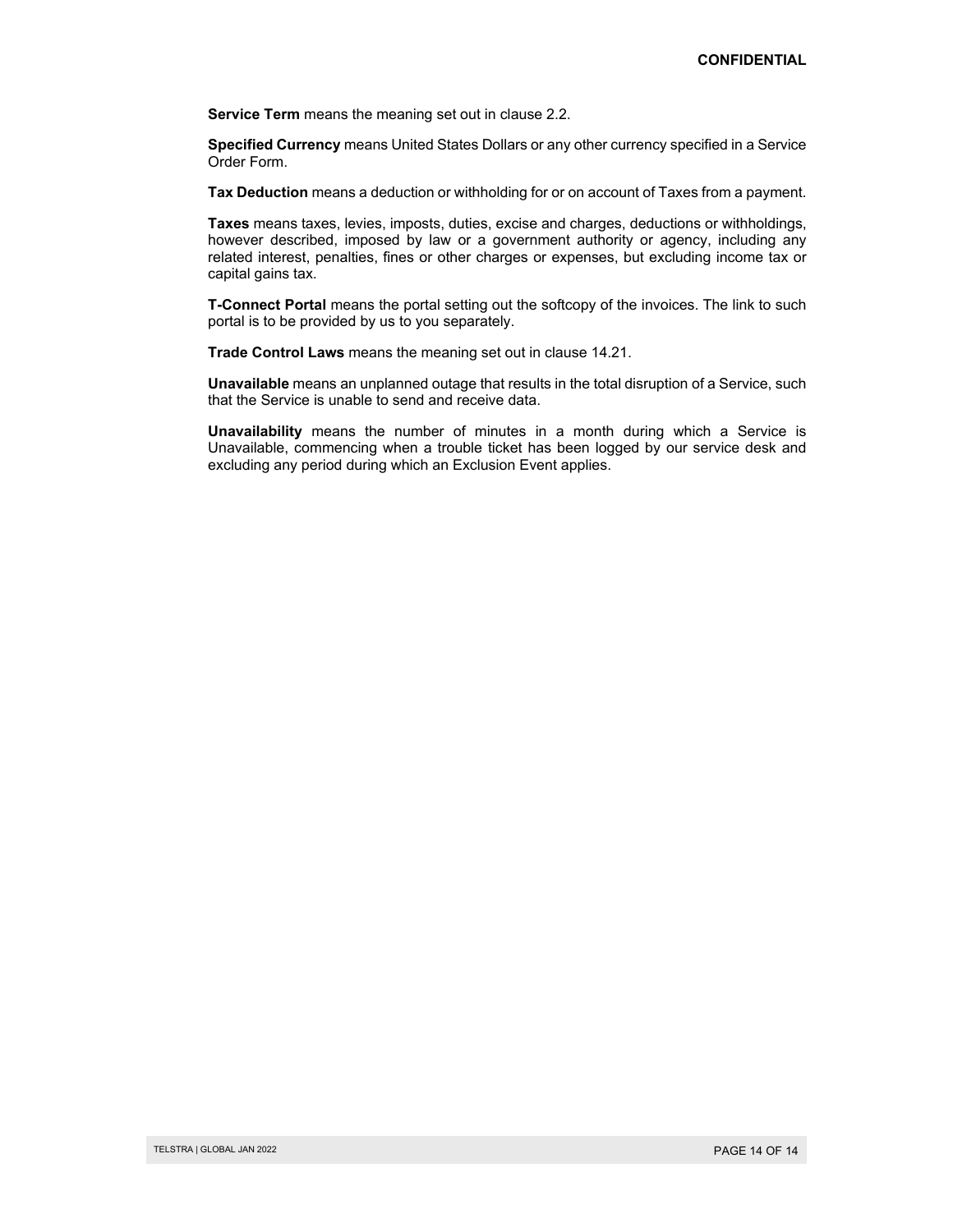**Service Term** means the meaning set out in clause 2.2.

**Specified Currency** means United States Dollars or any other currency specified in a Service Order Form.

**Tax Deduction** means a deduction or withholding for or on account of Taxes from a payment.

**Taxes** means taxes, levies, imposts, duties, excise and charges, deductions or withholdings, however described, imposed by law or a government authority or agency, including any related interest, penalties, fines or other charges or expenses, but excluding income tax or capital gains tax.

**T-Connect Portal** means the portal setting out the softcopy of the invoices. The link to such portal is to be provided by us to you separately.

**Trade Control Laws** means the meaning set out in clause 14.21.

**Unavailable** means an unplanned outage that results in the total disruption of a Service, such that the Service is unable to send and receive data.

**Unavailability** means the number of minutes in a month during which a Service is Unavailable, commencing when a trouble ticket has been logged by our service desk and excluding any period during which an Exclusion Event applies.